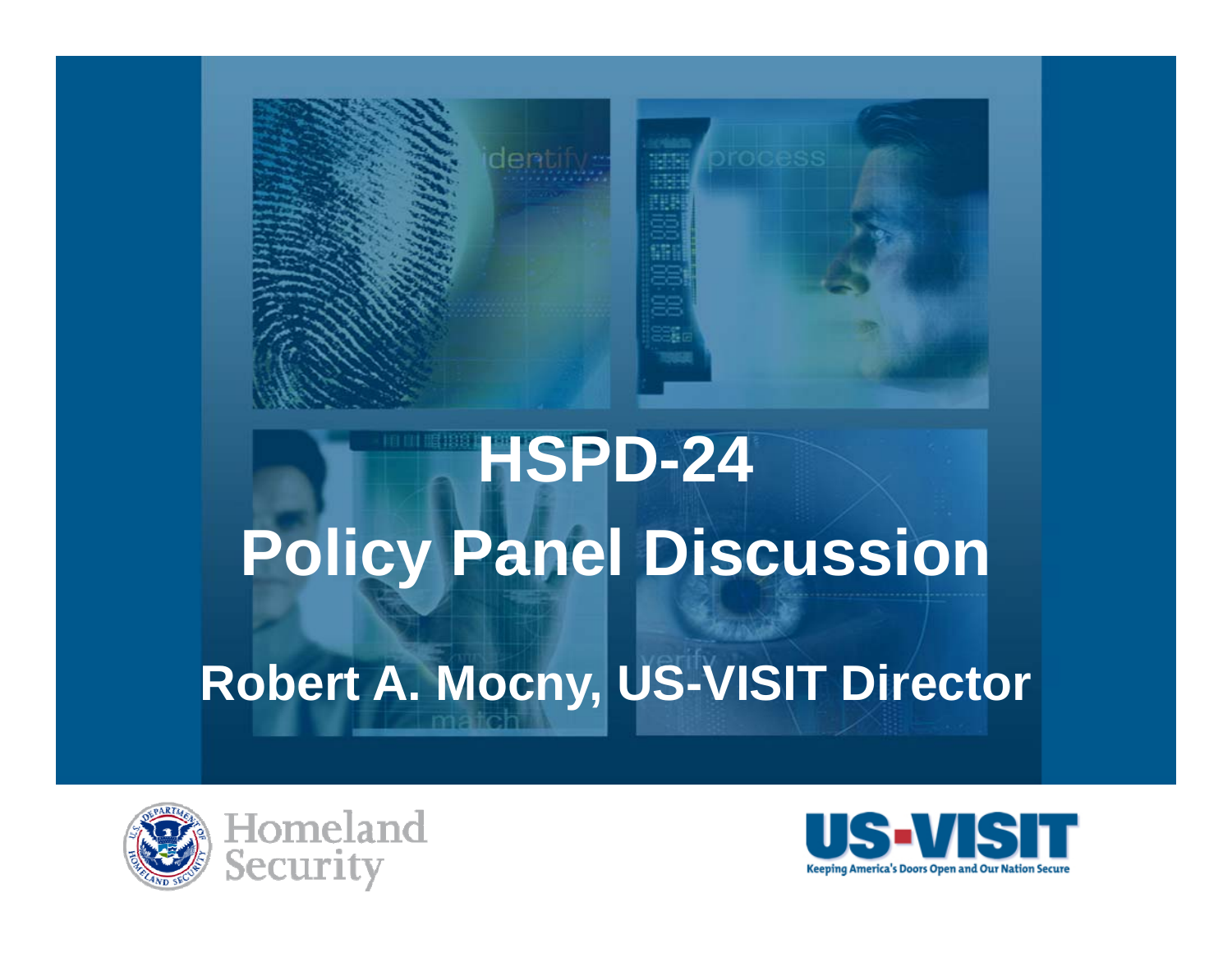# HSPD-24

# Policy Panel Discussion

## Robert A. Mocny, US-VISIT Director

Homeland Security

US-VISIT

Keeping America's Doors Open and Our Nation Secure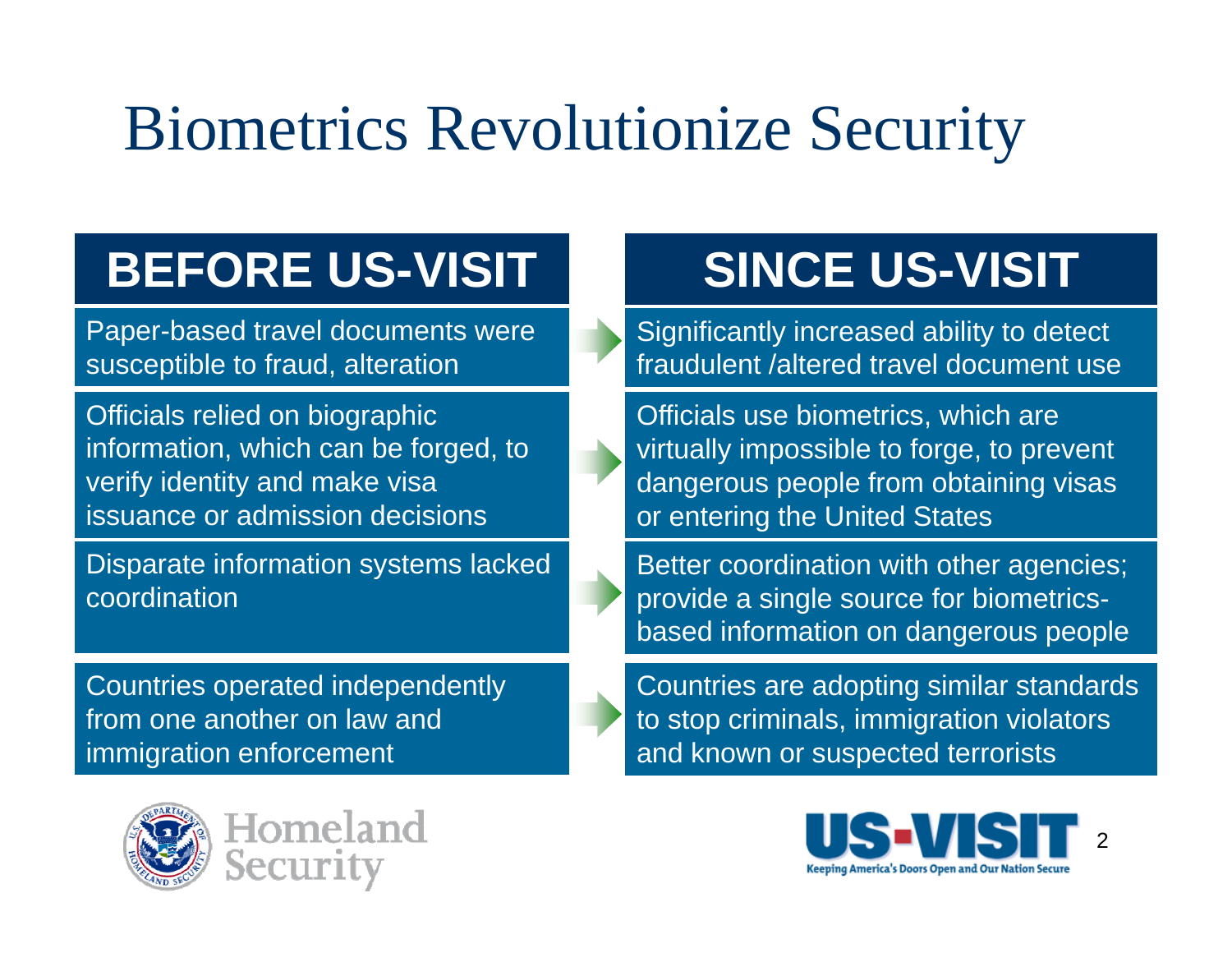# Biometrics Revolutionize Security

| BEFORE US-VISIT | SINCE US-VISIT |
| --- | --- |
| Paper-based travel documents were susceptible to fraud, alteration | Significantly increased ability to detect fraudulent /altered travel document use |
| Officials relied on biographic information, which can be forged, to verify identity and make visa issuance or admission decisions | Officials use biometrics, which are virtually impossible to forge, to prevent dangerous people from obtaining visas or entering the United States |
| Disparate information systems lacked coordination | Better coordination with other agencies; provide a single source for biometrics-based information on dangerous people |
| Countries operated independently from one another on law and immigration enforcement | Countries are adopting similar standards to stop criminals, immigration violators and known or suspected terrorists |

Homeland Security

US-VISIT

Keeping America's Doors Open and Our Nation Secure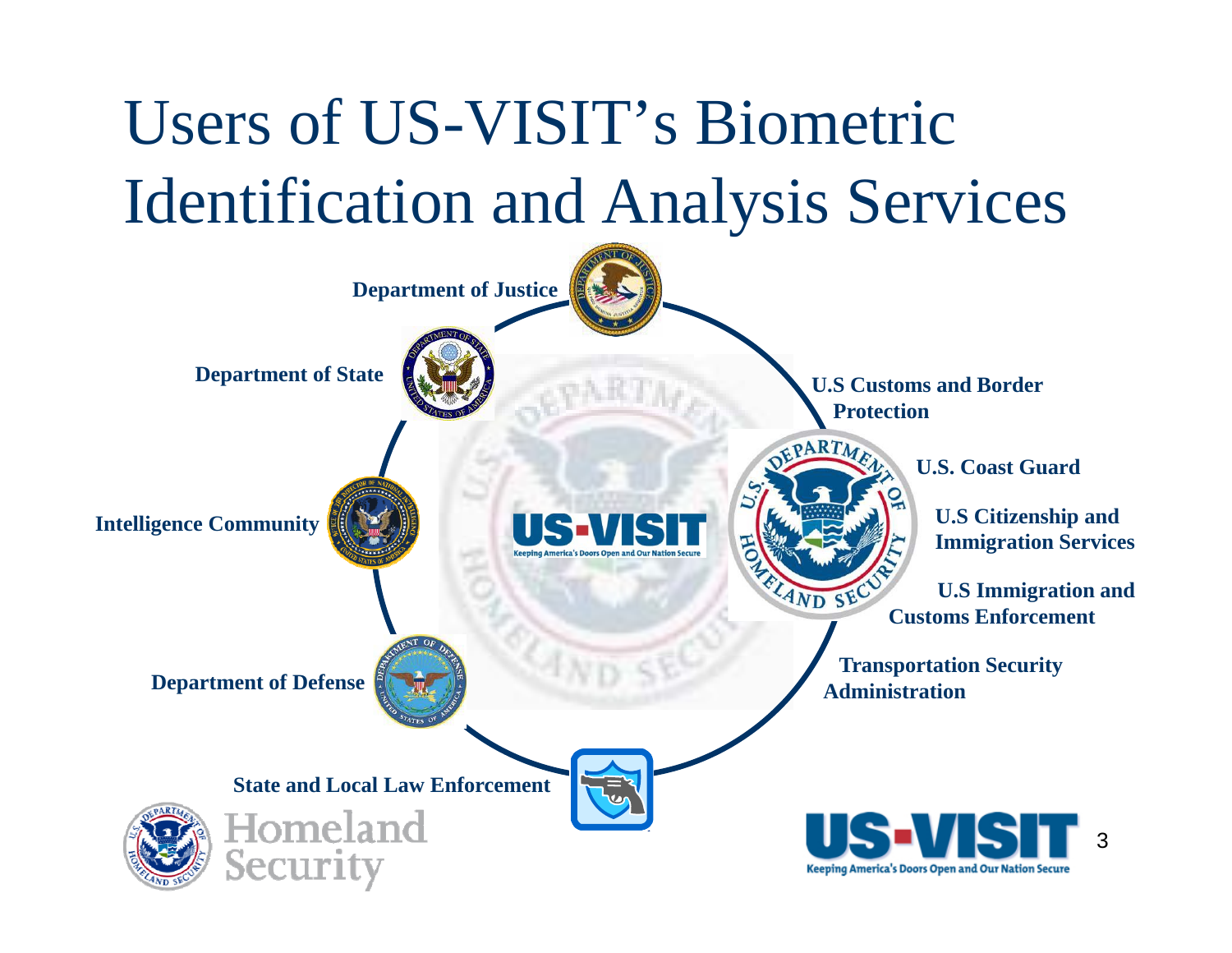# Users of US-VISIT's Biometric Identification and Analysis Services

**Department of Justice**

**Department of State**

**Intelligence Community**

**Department of Defense**

**State and Local Law Enforcement**

**U.S Customs and Border Protection**

**U.S. Coast Guard**

**U.S Citizenship and Immigration Services**

**U.S Immigration and Customs Enforcement**

**Transportation Security Administration**

US-VISIT
Keeping America's Doors Open and Our Nation Secure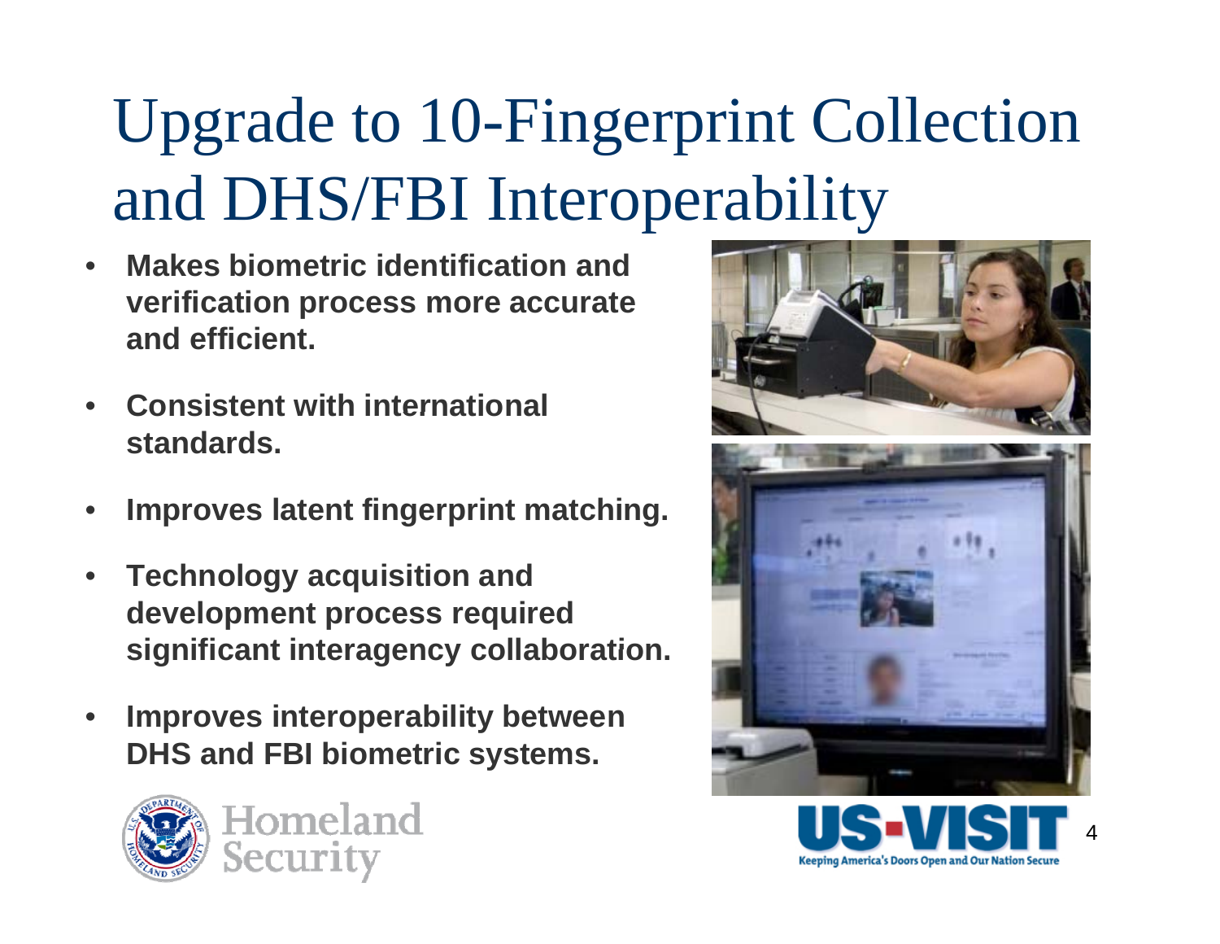# Upgrade to 10-Fingerprint Collection and DHS/FBI Interoperability

- **Makes biometric identification and verification process more accurate and efficient.**
- **Consistent with international standards.**
- **Improves latent fingerprint matching.**
- **Technology acquisition and development process required significant interagency collaboration.**
- **Improves interoperability between DHS and FBI biometric systems.**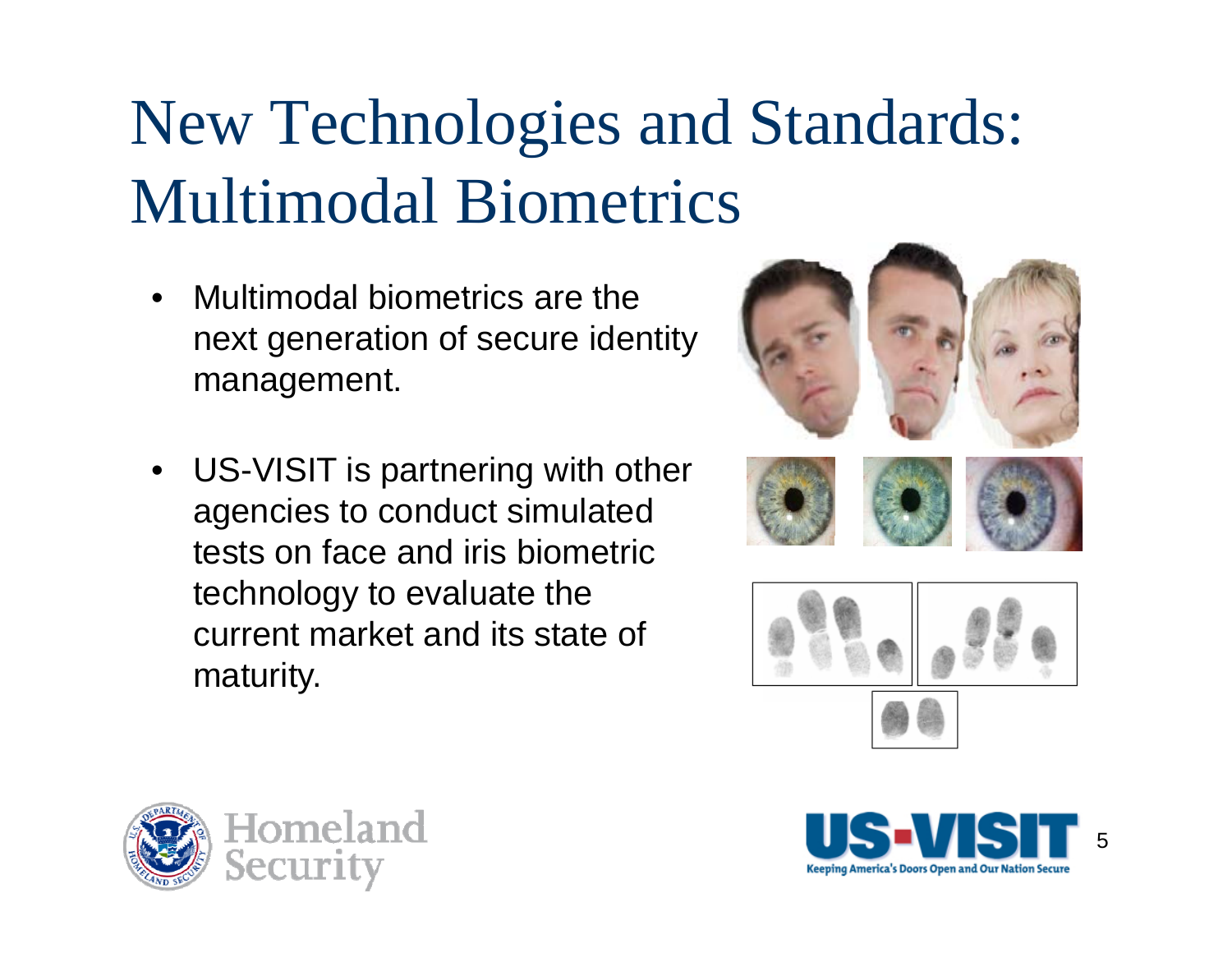# New Technologies and Standards: Multimodal Biometrics

- Multimodal biometrics are the next generation of secure identity management.
- US-VISIT is partnering with other agencies to conduct simulated tests on face and iris biometric technology to evaluate the current market and its state of maturity.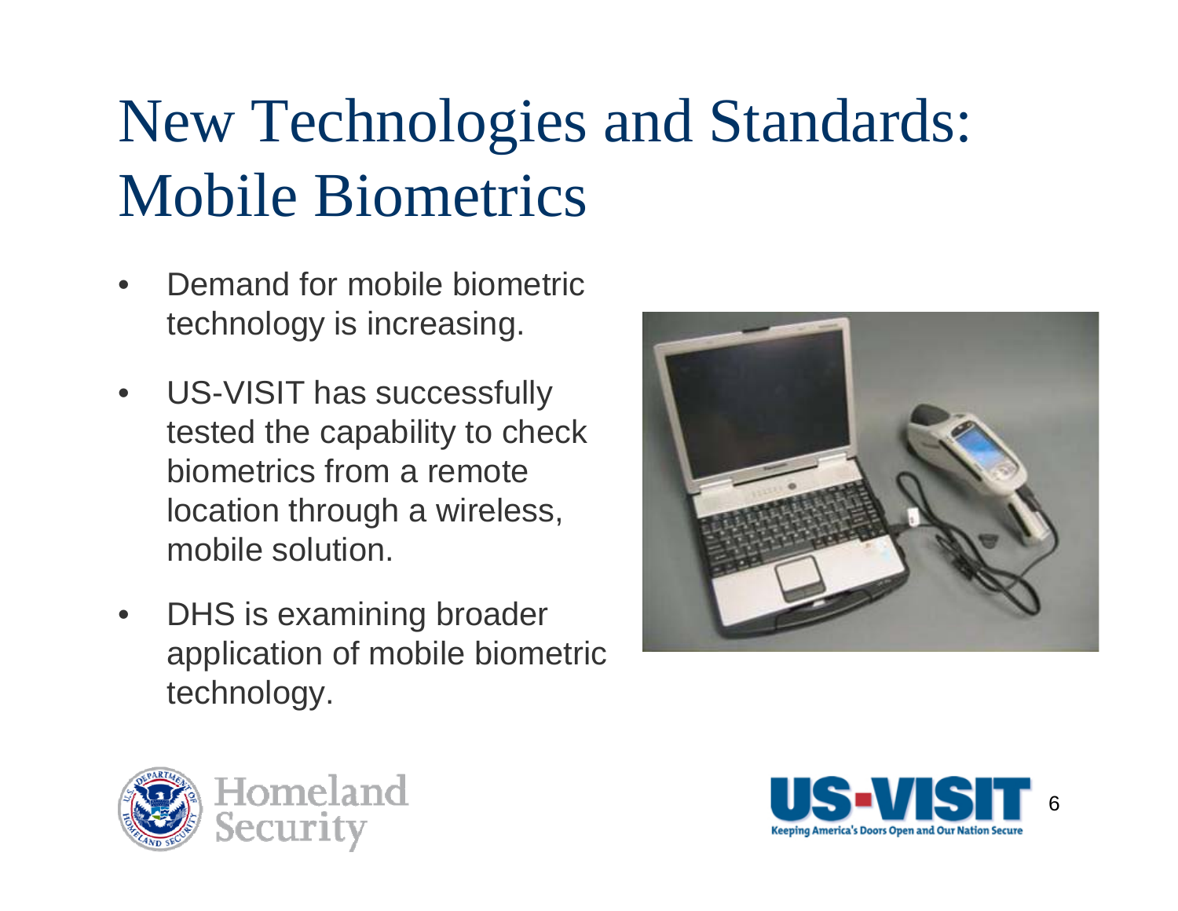# New Technologies and Standards: Mobile Biometrics

- Demand for mobile biometric technology is increasing.
- US-VISIT has successfully tested the capability to check biometrics from a remote location through a wireless, mobile solution.
- DHS is examining broader application of mobile biometric technology.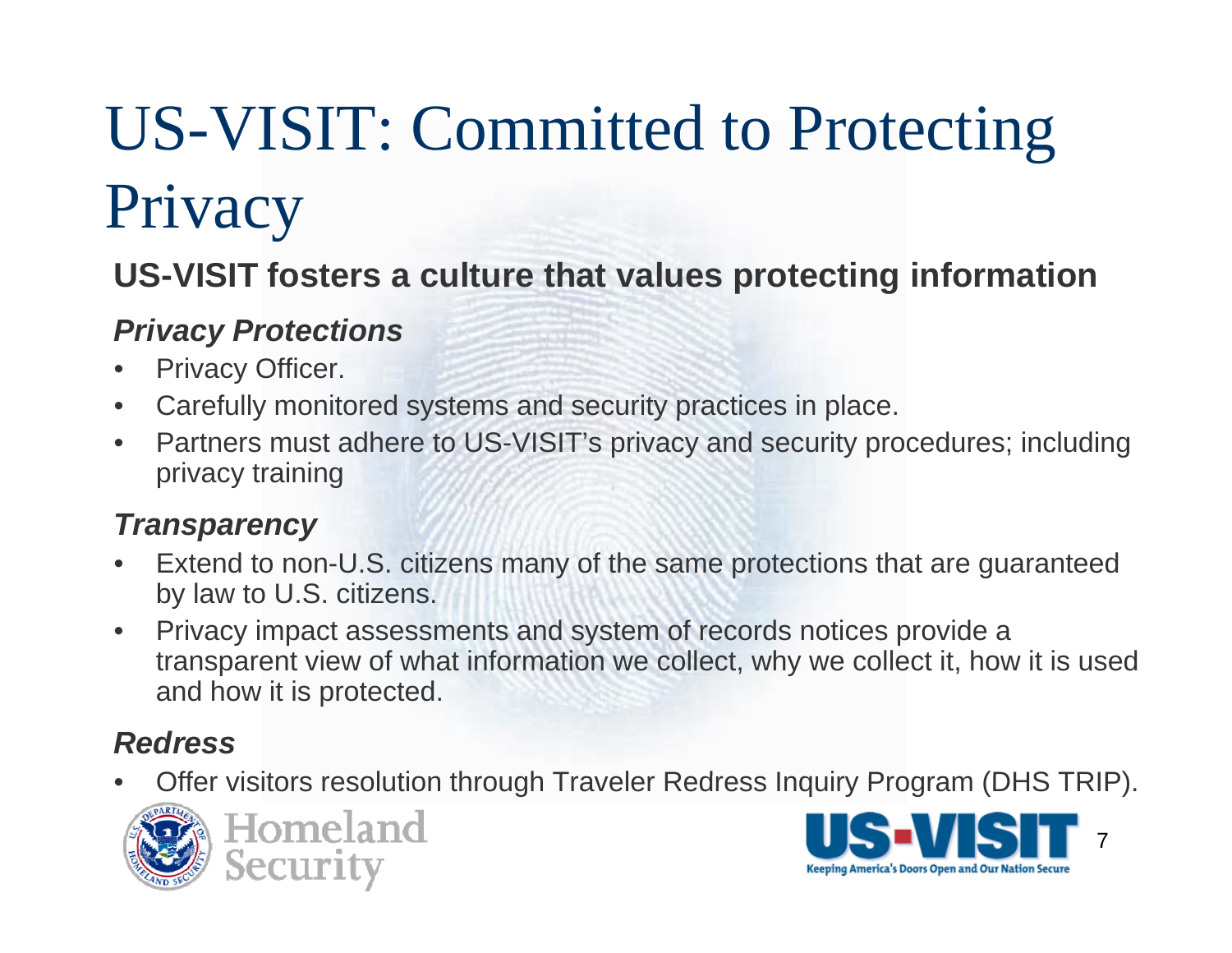# US-VISIT: Committed to Protecting Privacy

**US-VISIT fosters a culture that values protecting information**

***Privacy Protections***

- Privacy Officer.
- Carefully monitored systems and security practices in place.
- Partners must adhere to US-VISIT's privacy and security procedures; including privacy training

***Transparency***

- Extend to non-U.S. citizens many of the same protections that are guaranteed by law to U.S. citizens.
- Privacy impact assessments and system of records notices provide a transparent view of what information we collect, why we collect it, how it is used and how it is protected.

***Redress***

- Offer visitors resolution through Traveler Redress Inquiry Program (DHS TRIP).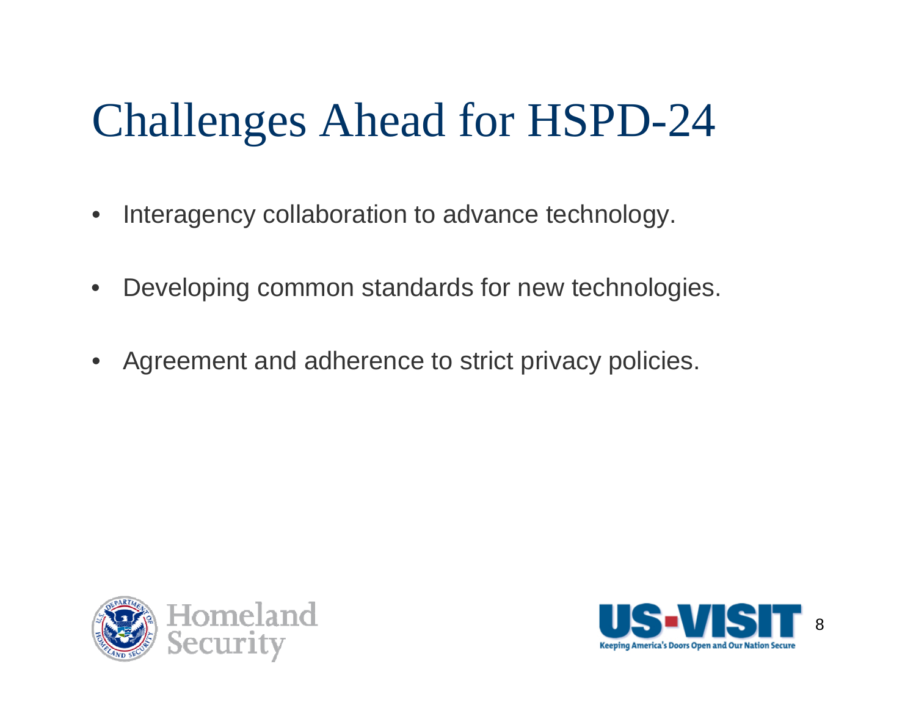# Challenges Ahead for HSPD-24

- Interagency collaboration to advance technology.
- Developing common standards for new technologies.
- Agreement and adherence to strict privacy policies.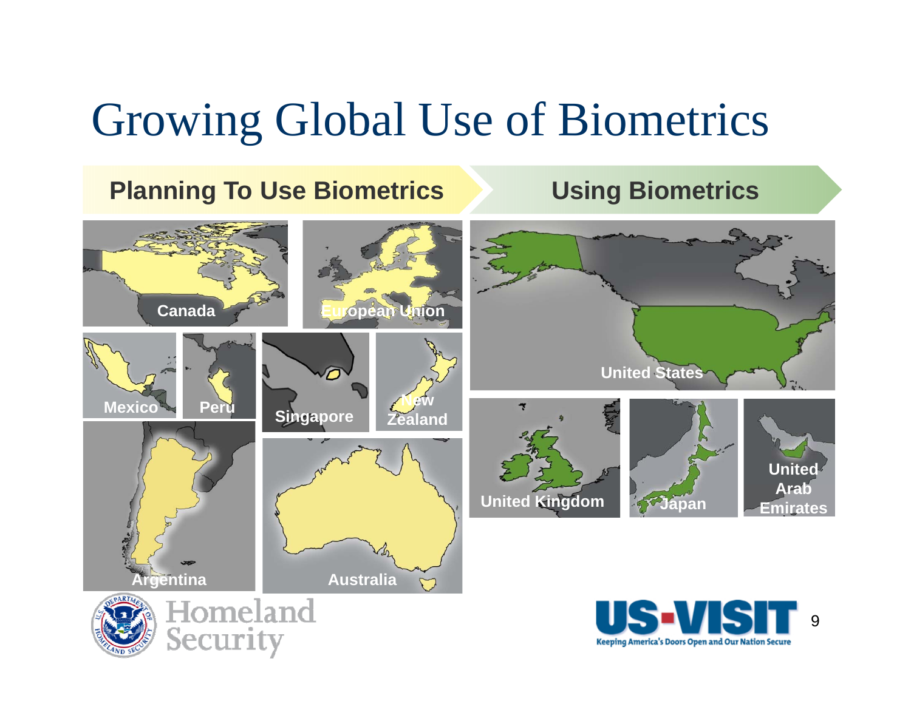# Growing Global Use of Biometrics

**Planning To Use Biometrics**

Canada

European Union

Mexico

Peru

Singapore

New Zealand

Argentina

Australia

**Using Biometrics**

United States

United Kingdom

Japan

United Arab Emirates

Homeland Security

US-VISIT

Keeping America's Doors Open and Our Nation Secure